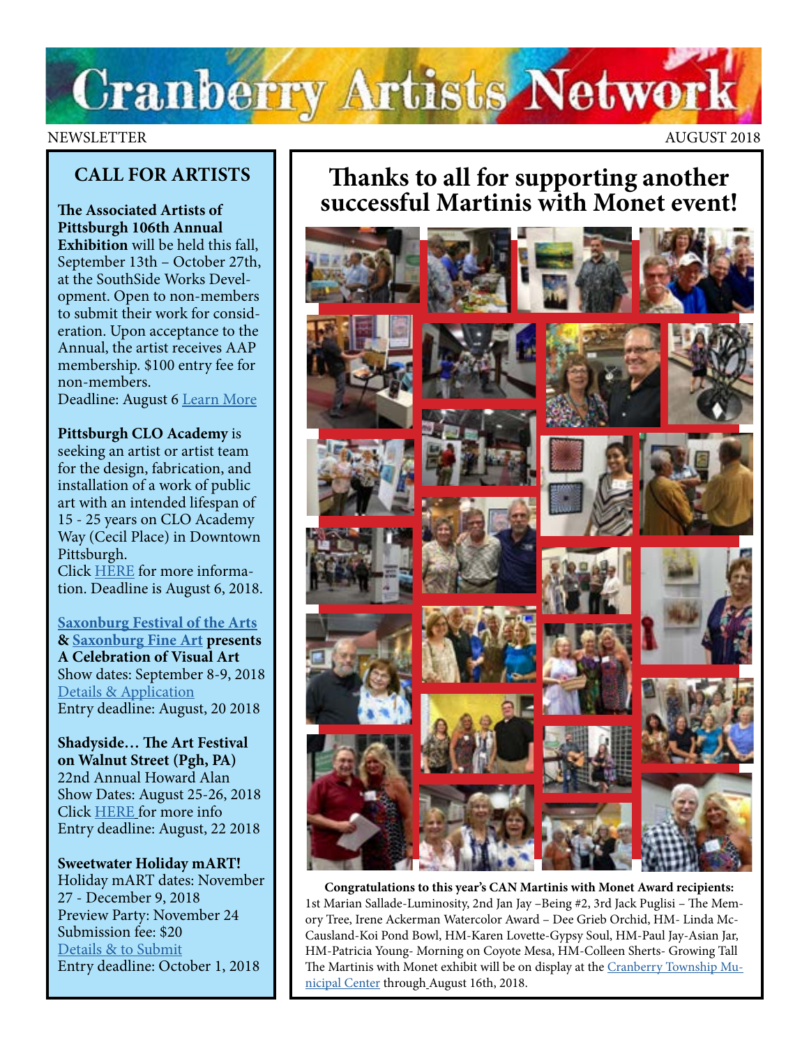# Cranberry Artists Network

NEWSLETTER AUGUST 2018

## CALL FOR ARTISTS

**The Associated Artists of Pittsburgh 106th Annual Exhibition** will be held this fall, September 13th – October 27th, at the SouthSide Works Development. Open to non-members to submit their work for consideration. Upon acceptance to the Annual, the artist receives AAP membership. $100 entry fee for non-members.
Deadline: August 6 [Learn More]

**Pittsburgh CLO Academy** is seeking an artist or artist team for the design, fabrication, and installation of a work of public art with an intended lifespan of 15 - 25 years on CLO Academy Way (Cecil Place) in Downtown Pittsburgh.
Click [HERE] for more information. Deadline is August 6, 2018.

**Saxonburg Festival of the Arts & Saxonburg Fine Art presents A Celebration of Visual Art**
Show dates: September 8-9, 2018
[Details & Application]
Entry deadline: August, 20 2018

**Shadyside… The Art Festival on Walnut Street (Pgh, PA)**
22nd Annual Howard Alan
Show Dates: August 25-26, 2018
Click [HERE] for more info
Entry deadline: August, 22 2018

**Sweetwater Holiday mART!**
Holiday mART dates: November 27 - December 9, 2018
Preview Party: November 24
Submission fee: $20
[Details & to Submit]
Entry deadline: October 1, 2018

## Thanks to all for supporting another successful Martinis with Monet event!

**Congratulations to this year's CAN Martinis with Monet Award recipients:**
1st Marian Sallade-Luminosity, 2nd Jan Jay –Being #2, 3rd Jack Puglisi – The Memory Tree, Irene Ackerman Watercolor Award – Dee Grieb Orchid, HM- Linda McCausland-Koi Pond Bowl, HM-Karen Lovette-Gypsy Soul, HM-Paul Jay-Asian Jar, HM-Patricia Young- Morning on Coyote Mesa, HM-Colleen Sherts- Growing Tall
The Martinis with Monet exhibit will be on display at the [Cranberry Township Municipal Center] through August 16th, 2018.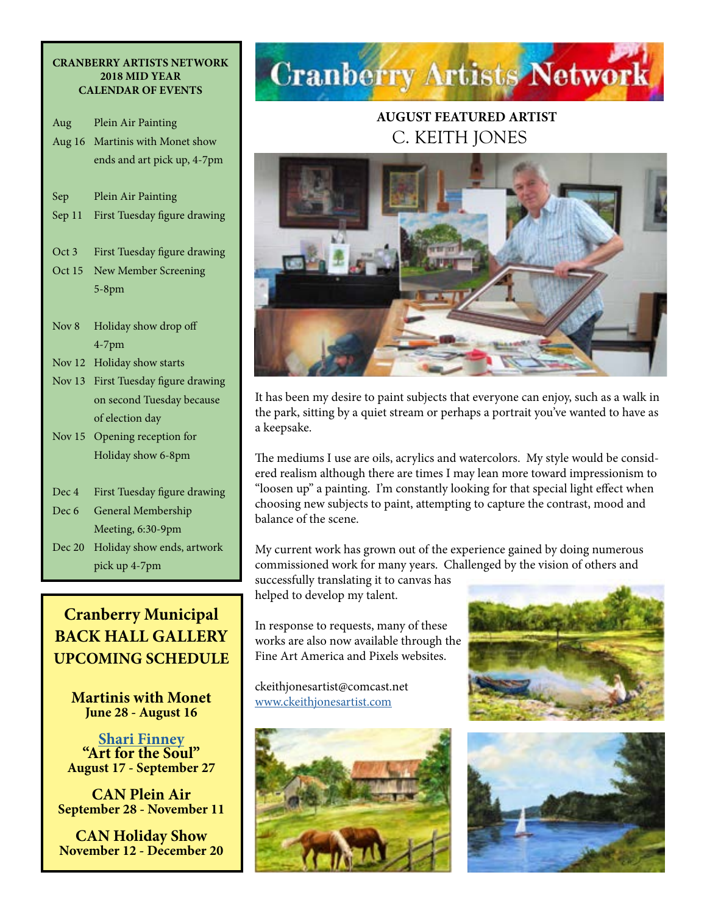**CRANBERRY ARTISTS NETWORK**
**2018 MID YEAR**
**CALENDAR OF EVENTS**

| | |
|---|---|
| Aug | Plein Air Painting |
| Aug 16 | Martinis with Monet show ends and art pick up, 4-7pm |
| Sep | Plein Air Painting |
| Sep 11 | First Tuesday figure drawing |
| Oct 3 | First Tuesday figure drawing |
| Oct 15 | New Member Screening 5-8pm |
| Nov 8 | Holiday show drop off 4-7pm |
| Nov 12 | Holiday show starts |
| Nov 13 | First Tuesday figure drawing on second Tuesday because of election day |
| Nov 15 | Opening reception for Holiday show 6-8pm |
| Dec 4 | First Tuesday figure drawing |
| Dec 6 | General Membership Meeting, 6:30-9pm |
| Dec 20 | Holiday show ends, artwork pick up 4-7pm |

## Cranberry Municipal BACK HALL GALLERY UPCOMING SCHEDULE

**Martinis with Monet**
**June 28 - August 16**

**Shari Finney**
**"Art for the Soul"**
**August 17 - September 27**

**CAN Plein Air**
**September 28 - November 11**

**CAN Holiday Show**
**November 12 - December 20**

# Cranberry Artists Network

### AUGUST FEATURED ARTIST
## C. KEITH JONES

It has been my desire to paint subjects that everyone can enjoy, such as a walk in the park, sitting by a quiet stream or perhaps a portrait you've wanted to have as a keepsake.

The mediums I use are oils, acrylics and watercolors. My style would be considered realism although there are times I may lean more toward impressionism to "loosen up" a painting. I'm constantly looking for that special light effect when choosing new subjects to paint, attempting to capture the contrast, mood and balance of the scene.

My current work has grown out of the experience gained by doing numerous commissioned work for many years. Challenged by the vision of others and successfully translating it to canvas has helped to develop my talent.

In response to requests, many of these works are also now available through the Fine Art America and Pixels websites.

ckeithjonesartist@comcast.net
www.ckeithjonesartist.com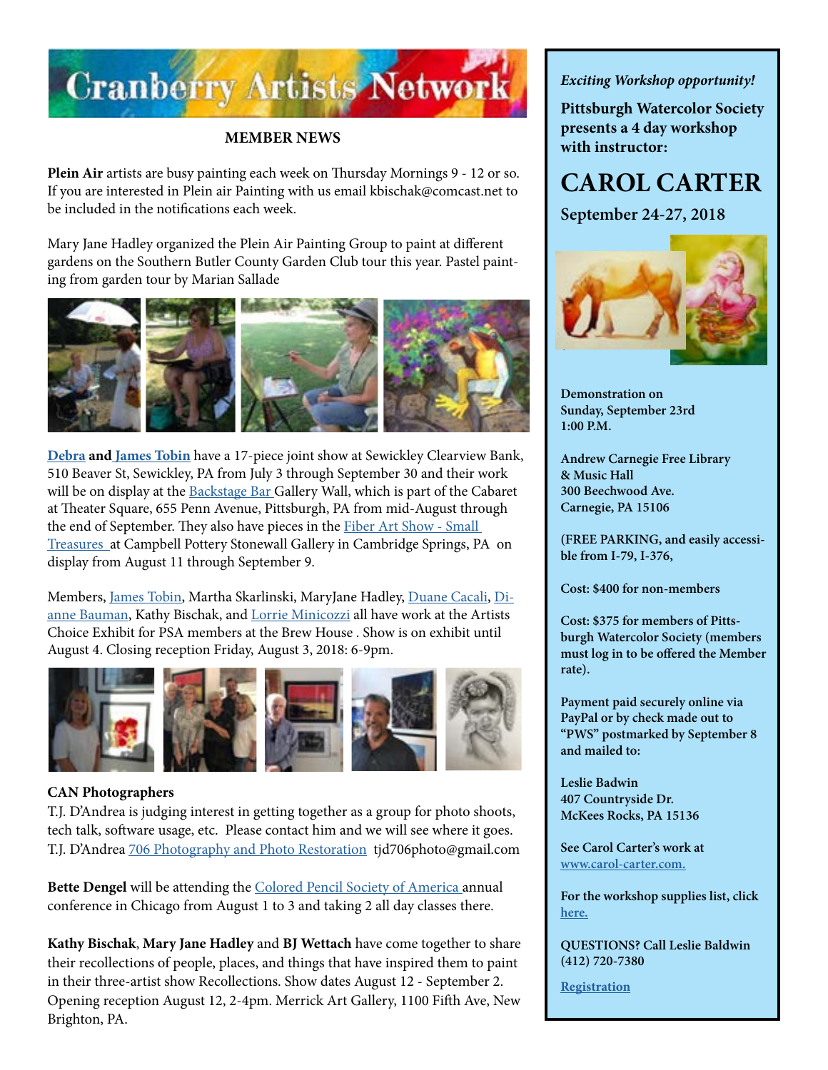# Cranberry Artists Network

## MEMBER NEWS

**Plein Air** artists are busy painting each week on Thursday Mornings 9 - 12 or so. If you are interested in Plein air Painting with us email kbischak@comcast.net to be included in the notifications each week.

Mary Jane Hadley organized the Plein Air Painting Group to paint at different gardens on the Southern Butler County Garden Club tour this year. Pastel painting from garden tour by Marian Sallade

**Debra and James Tobin** have a 17-piece joint show at Sewickley Clearview Bank, 510 Beaver St, Sewickley, PA from July 3 through September 30 and their work will be on display at the Backstage Bar Gallery Wall, which is part of the Cabaret at Theater Square, 655 Penn Avenue, Pittsburgh, PA from mid-August through the end of September. They also have pieces in the Fiber Art Show - Small Treasures at Campbell Pottery Stonewall Gallery in Cambridge Springs, PA on display from August 11 through September 9.

Members, James Tobin, Martha Skarlinski, MaryJane Hadley, Duane Cacali, Dianne Bauman, Kathy Bischak, and Lorrie Minicozzi all have work at the Artists Choice Exhibit for PSA members at the Brew House . Show is on exhibit until August 4. Closing reception Friday, August 3, 2018: 6-9pm.

**CAN Photographers**
T.J. D'Andrea is judging interest in getting together as a group for photo shoots, tech talk, software usage, etc. Please contact him and we will see where it goes. T.J. D'Andrea 706 Photography and Photo Restoration tjd706photo@gmail.com

**Bette Dengel** will be attending the Colored Pencil Society of America annual conference in Chicago from August 1 to 3 and taking 2 all day classes there.

**Kathy Bischak**, **Mary Jane Hadley** and **BJ Wettach** have come together to share their recollections of people, places, and things that have inspired them to paint in their three-artist show Recollections. Show dates August 12 - September 2. Opening reception August 12, 2-4pm. Merrick Art Gallery, 1100 Fifth Ave, New Brighton, PA.

---

*Exciting Workshop opportunity!*

**Pittsburgh Watercolor Society presents a 4 day workshop with instructor:**

## CAROL CARTER

**September 24-27, 2018**

**Demonstration on Sunday, September 23rd 1:00 P.M.**

**Andrew Carnegie Free Library & Music Hall**
**300 Beechwood Ave.**
**Carnegie, PA 15106**

**(FREE PARKING, and easily accessible from I-79, I-376,**

**Cost: $400 for non-members**

**Cost: $375 for members of Pittsburgh Watercolor Society (members must log in to be offered the Member rate).**

**Payment paid securely online via PayPal or by check made out to "PWS" postmarked by September 8 and mailed to:**

**Leslie Badwin**
**407 Countryside Dr.**
**McKees Rocks, PA 15136**

**See Carol Carter's work at www.carol-carter.com.**

**For the workshop supplies list, click here.**

**QUESTIONS? Call Leslie Baldwin (412) 720-7380**

**Registration**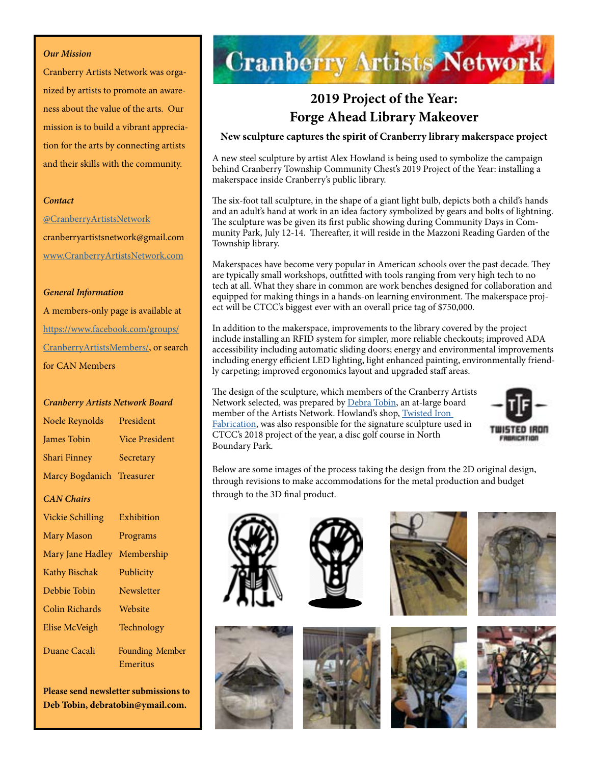# Cranberry Artists Network

## 2019 Project of the Year: Forge Ahead Library Makeover

**New sculpture captures the spirit of Cranberry library makerspace project**

A new steel sculpture by artist Alex Howland is being used to symbolize the campaign behind Cranberry Township Community Chest's 2019 Project of the Year: installing a makerspace inside Cranberry's public library.

The six-foot tall sculpture, in the shape of a giant light bulb, depicts both a child's hands and an adult's hand at work in an idea factory symbolized by gears and bolts of lightning. The sculpture was be given its first public showing during Community Days in Community Park, July 12-14. Thereafter, it will reside in the Mazzoni Reading Garden of the Township library.

Makerspaces have become very popular in American schools over the past decade. They are typically small workshops, outfitted with tools ranging from very high tech to no tech at all. What they share in common are work benches designed for collaboration and equipped for making things in a hands-on learning environment. The makerspace project will be CTCC's biggest ever with an overall price tag of $750,000.

In addition to the makerspace, improvements to the library covered by the project include installing an RFID system for simpler, more reliable checkouts; improved ADA accessibility including automatic sliding doors; energy and environmental improvements including energy efficient LED lighting, light enhanced painting, environmentally friendly carpeting; improved ergonomics layout and upgraded staff areas.

The design of the sculpture, which members of the Cranberry Artists Network selected, was prepared by Debra Tobin, an at-large board member of the Artists Network. Howland's shop, Twisted Iron Fabrication, was also responsible for the signature sculpture used in CTCC's 2018 project of the year, a disc golf course in North Boundary Park.

Below are some images of the process taking the design from the 2D original design, through revisions to make accommodations for the metal production and budget through to the 3D final product.

---

***Our Mission***

Cranberry Artists Network was organized by artists to promote an awareness about the value of the arts. Our mission is to build a vibrant appreciation for the arts by connecting artists and their skills with the community.

***Contact***

@CranberryArtistsNetwork

cranberryartistsnetwork@gmail.com

www.CranberryArtistsNetwork.com

***General Information***

A members-only page is available at https://www.facebook.com/groups/CranberryArtistsMembers/, or search for CAN Members

***Cranberry Artists Network Board***

| | |
|---|---|
| Noele Reynolds | President |
| James Tobin | Vice President |
| Shari Finney | Secretary |
| Marcy Bogdanich | Treasurer |

***CAN Chairs***

| | |
|---|---|
| Vickie Schilling | Exhibition |
| Mary Mason | Programs |
| Mary Jane Hadley | Membership |
| Kathy Bischak | Publicity |
| Debbie Tobin | Newsletter |
| Colin Richards | Website |
| Elise McVeigh | Technology |
| Duane Cacali | Founding Member Emeritus |

**Please send newsletter submissions to Deb Tobin, debratobin@ymail.com.**